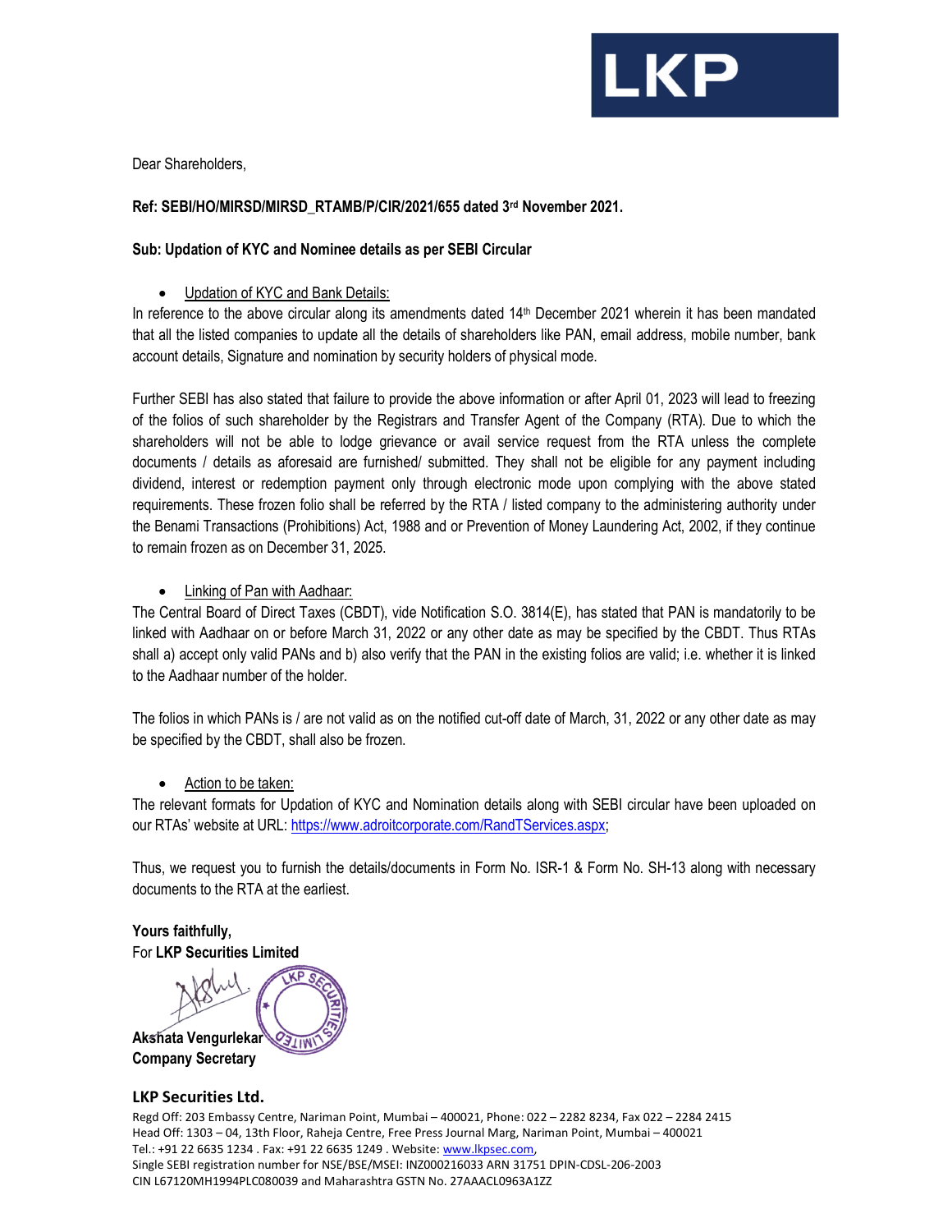Dear Shareholders,

**Ref: SEBI/HO/MIRSD/MIRSD_RTAMB/P/CIR/2021/655 dated 3rd November 2021.**

**Sub: Updation of KYC and Nominee details as per SEBI Circular**

- Updation of KYC and Bank Details:

In reference to the above circular along its amendments dated 14th December 2021 wherein it has been mandated that all the listed companies to update all the details of shareholders like PAN, email address, mobile number, bank account details, Signature and nomination by security holders of physical mode.

Further SEBI has also stated that failure to provide the above information or after April 01, 2023 will lead to freezing of the folios of such shareholder by the Registrars and Transfer Agent of the Company (RTA). Due to which the shareholders will not be able to lodge grievance or avail service request from the RTA unless the complete documents / details as aforesaid are furnished/ submitted. They shall not be eligible for any payment including dividend, interest or redemption payment only through electronic mode upon complying with the above stated requirements. These frozen folio shall be referred by the RTA / listed company to the administering authority under the Benami Transactions (Prohibitions) Act, 1988 and or Prevention of Money Laundering Act, 2002, if they continue to remain frozen as on December 31, 2025.

- Linking of Pan with Aadhaar:

The Central Board of Direct Taxes (CBDT), vide Notification S.O. 3814(E), has stated that PAN is mandatorily to be linked with Aadhaar on or before March 31, 2022 or any other date as may be specified by the CBDT. Thus RTAs shall a) accept only valid PANs and b) also verify that the PAN in the existing folios are valid; i.e. whether it is linked to the Aadhaar number of the holder.

The folios in which PANs is / are not valid as on the notified cut-off date of March, 31, 2022 or any other date as may be specified by the CBDT, shall also be frozen.

- Action to be taken:

The relevant formats for Updation of KYC and Nomination details along with SEBI circular have been uploaded on our RTAs' website at URL: https://www.adroitcorporate.com/RandTServices.aspx;

Thus, we request you to furnish the details/documents in Form No. ISR-1 & Form No. SH-13 along with necessary documents to the RTA at the earliest.

**Yours faithfully,**
For **LKP Securities Limited**

**Akshata Vengurlekar**
**Company Secretary**

**LKP Securities Ltd.**
Regd Off: 203 Embassy Centre, Nariman Point, Mumbai – 400021, Phone: 022 – 2282 8234, Fax 022 – 2284 2415
Head Off: 1303 – 04, 13th Floor, Raheja Centre, Free Press Journal Marg, Nariman Point, Mumbai – 400021
Tel.: +91 22 6635 1234 . Fax: +91 22 6635 1249 . Website: www.lkpsec.com,
Single SEBI registration number for NSE/BSE/MSEI: INZ000216033 ARN 31751 DPIN-CDSL-206-2003
CIN L67120MH1994PLC080039 and Maharashtra GSTN No. 27AAACL0963A1ZZ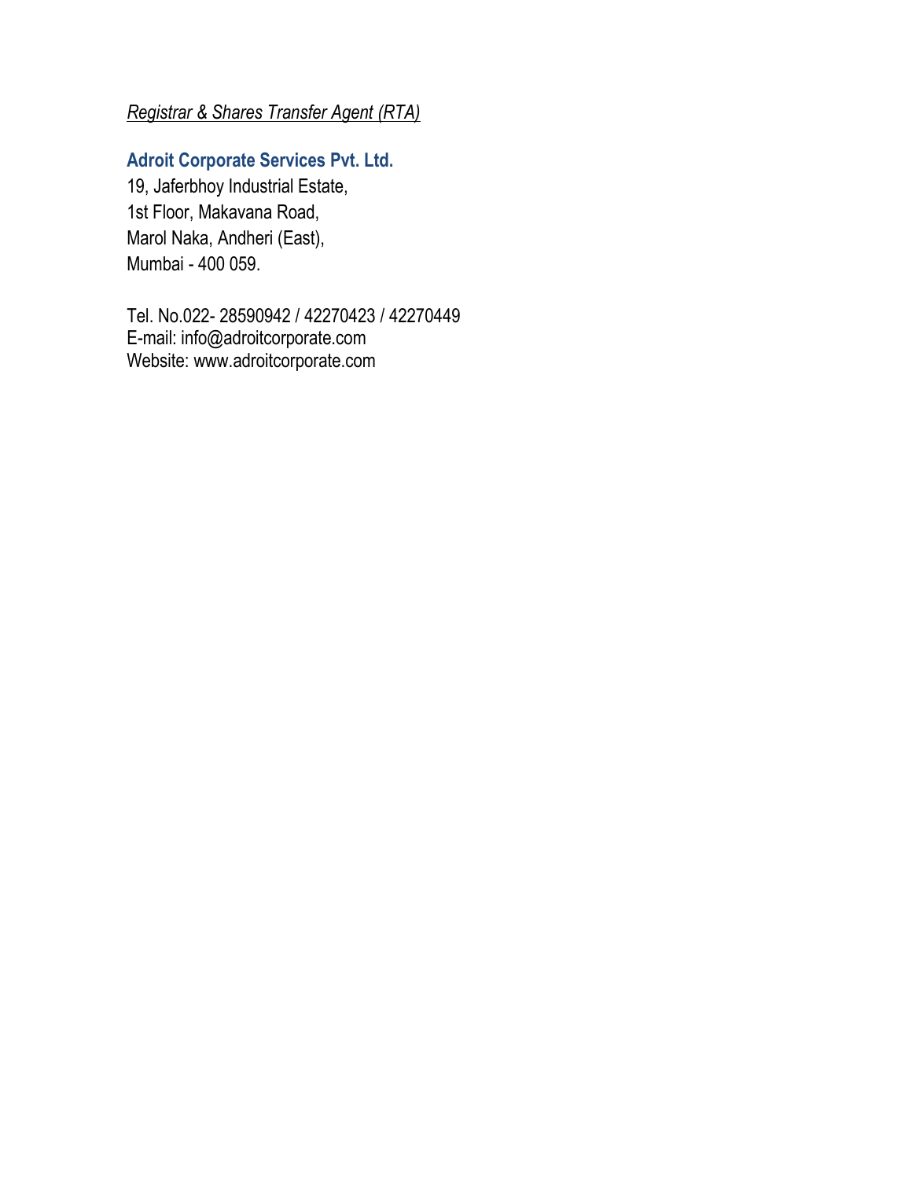*Registrar & Shares Transfer Agent (RTA)*

**Adroit Corporate Services Pvt. Ltd.**
19, Jaferbhoy Industrial Estate,
1st Floor, Makavana Road,
Marol Naka, Andheri (East),
Mumbai - 400 059.

Tel. No.022- 28590942 / 42270423 / 42270449
E-mail: info@adroitcorporate.com
Website: www.adroitcorporate.com